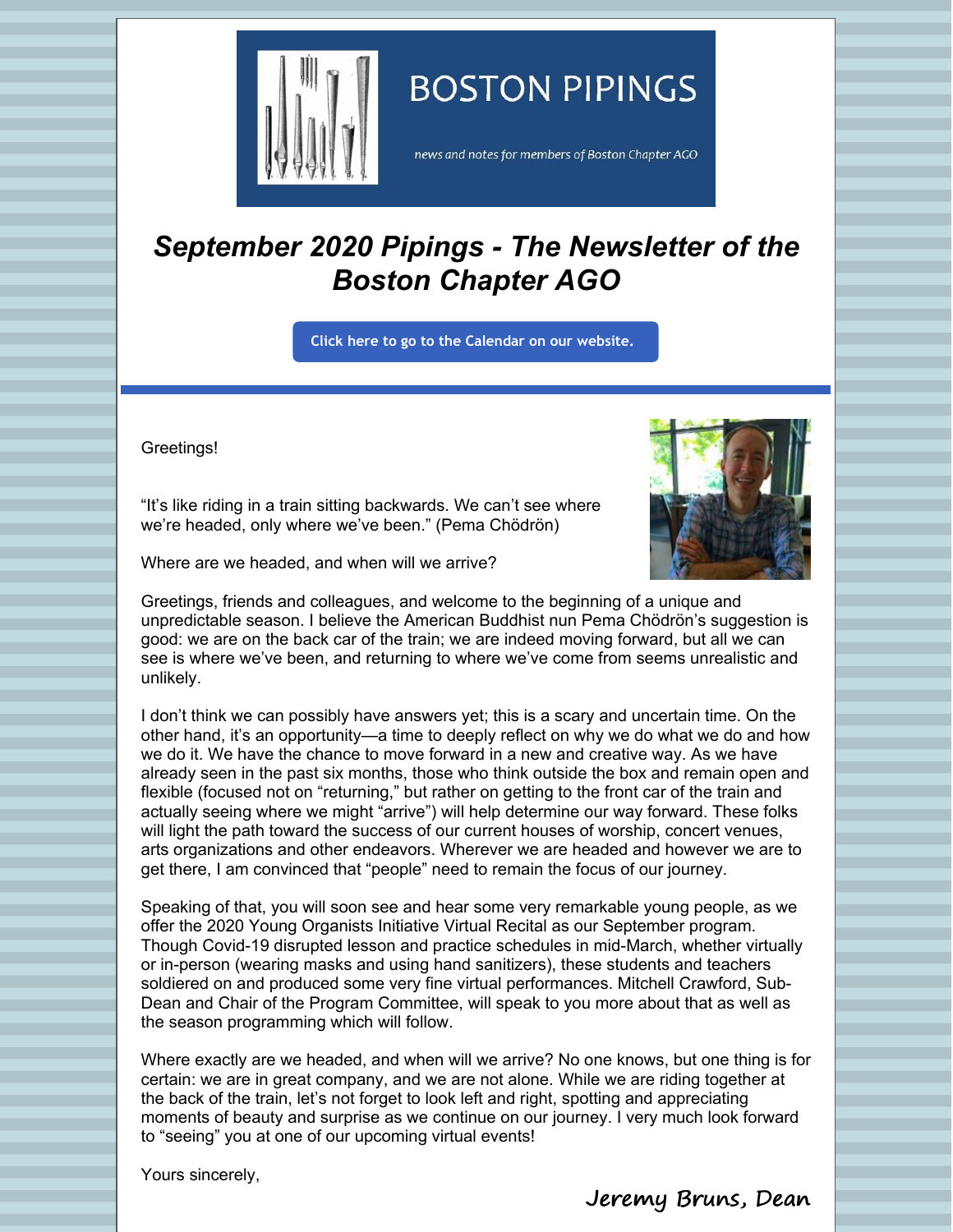# BOSTON PIPINGS

*news and notes for members of Boston Chapter AGO*

## *September 2020 Pipings - The Newsletter of the Boston Chapter AGO*

**Click here to go to the Calendar on our website.**

Greetings!

"It's like riding in a train sitting backwards. We can't see where we're headed, only where we've been." (Pema Chödrön)

Where are we headed, and when will we arrive?

Greetings, friends and colleagues, and welcome to the beginning of a unique and unpredictable season. I believe the American Buddhist nun Pema Chödrön's suggestion is good: we are on the back car of the train; we are indeed moving forward, but all we can see is where we've been, and returning to where we've come from seems unrealistic and unlikely.

I don't think we can possibly have answers yet; this is a scary and uncertain time. On the other hand, it's an opportunity—a time to deeply reflect on why we do what we do and how we do it. We have the chance to move forward in a new and creative way. As we have already seen in the past six months, those who think outside the box and remain open and flexible (focused not on "returning," but rather on getting to the front car of the train and actually seeing where we might "arrive") will help determine our way forward. These folks will light the path toward the success of our current houses of worship, concert venues, arts organizations and other endeavors. Wherever we are headed and however we are to get there, I am convinced that "people" need to remain the focus of our journey.

Speaking of that, you will soon see and hear some very remarkable young people, as we offer the 2020 Young Organists Initiative Virtual Recital as our September program. Though Covid-19 disrupted lesson and practice schedules in mid-March, whether virtually or in-person (wearing masks and using hand sanitizers), these students and teachers soldiered on and produced some very fine virtual performances. Mitchell Crawford, Sub-Dean and Chair of the Program Committee, will speak to you more about that as well as the season programming which will follow.

Where exactly are we headed, and when will we arrive? No one knows, but one thing is for certain: we are in great company, and we are not alone. While we are riding together at the back of the train, let's not forget to look left and right, spotting and appreciating moments of beauty and surprise as we continue on our journey. I very much look forward to "seeing" you at one of our upcoming virtual events!

Yours sincerely,

Jeremy Bruns, Dean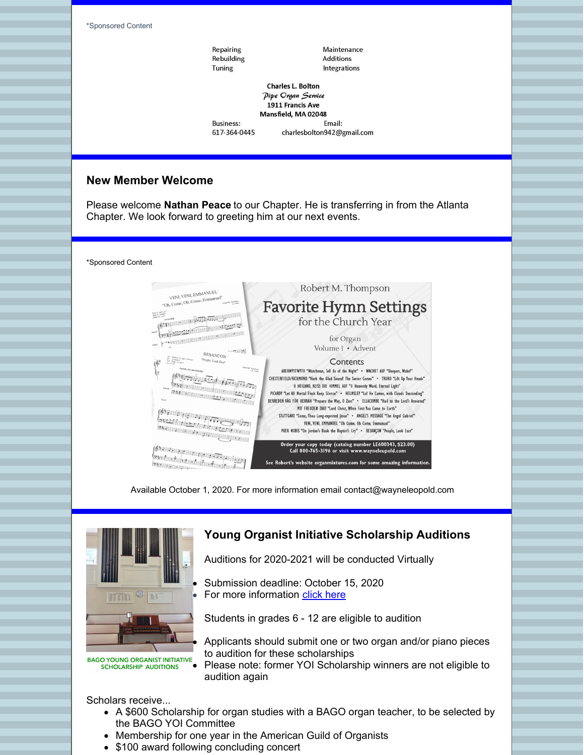*Sponsored Content

Repairing
Rebuilding
Tuning

Maintenance
Additions
Integrations

**Charles L. Bolton**
*Pipe Organ Service*
**1911 Francis Ave**
**Mansfield, MA 02048**

Business:
617-364-0445

Email:
charlesbolton942@gmail.com

## New Member Welcome

Please welcome **Nathan Peace** to our Chapter. He is transferring in from the Atlanta Chapter. We look forward to greeting him at our next events.

*Sponsored Content

Robert M. Thompson

Favorite Hymn Settings for the Church Year

for Organ
Volume 1 • Advent

Contents

ABERYSTWYTH "Watchman, Tell Us of the Night" • WACHET AUF "Sleepers, Wake!"
CHESTERFIELD/RICHMOND "Hark the Glad Sound! The Savior Comes" • TRURO "Lift Up Your Heads"
O HEILAND, REISS DIE HIMMEL AUF "O Heavenly Word, Eternal Light"
PICARDY "Let All Mortal Flesh Keep Silence" • HELMSLEY "Lo! He Comes, with Clouds Descending"
BEREDEN VÄG FÖR HERRAN "Prepare the Way, O Zion" • ELLACOMBE "Hail to the Lord's Anointed"
MIT FREUDEN ZART "Lord Christ, When First You Came to Earth"
STUTTGART "Come, Thou Long-expected Jesus" • ANGEL'S MESSAGE "The Angel Gabriel"
VENI, VENI, EMMANUEL "Oh Come, Oh Come, Emmanuel"
PUER NOBIS "On Jordan's Bank the Baptist's Cry" • BESANÇON "People, Look East"

Order your copy today (catalog number LE600343, $23.00)
Call 800-765-3196 or visit www.wayneleupold.com

See Robert's website organmixtures.com for some amazing information.

Available October 1, 2020. For more information email contact@wayneleopold.com

BAGO YOUNG ORGANIST INITIATIVE SCHOLARSHIP AUDITIONS

## Young Organist Initiative Scholarship Auditions

Auditions for 2020-2021 will be conducted Virtually

- Submission deadline: October 15, 2020
- For more information click here

Students in grades 6 - 12 are eligible to audition

- Applicants should submit one or two organ and/or piano pieces to audition for these scholarships
- Please note: former YOI Scholarship winners are not eligible to audition again

Scholars receive...

- A $600 Scholarship for organ studies with a BAGO organ teacher, to be selected by the BAGO YOI Committee
- Membership for one year in the American Guild of Organists
- $100 award following concluding concert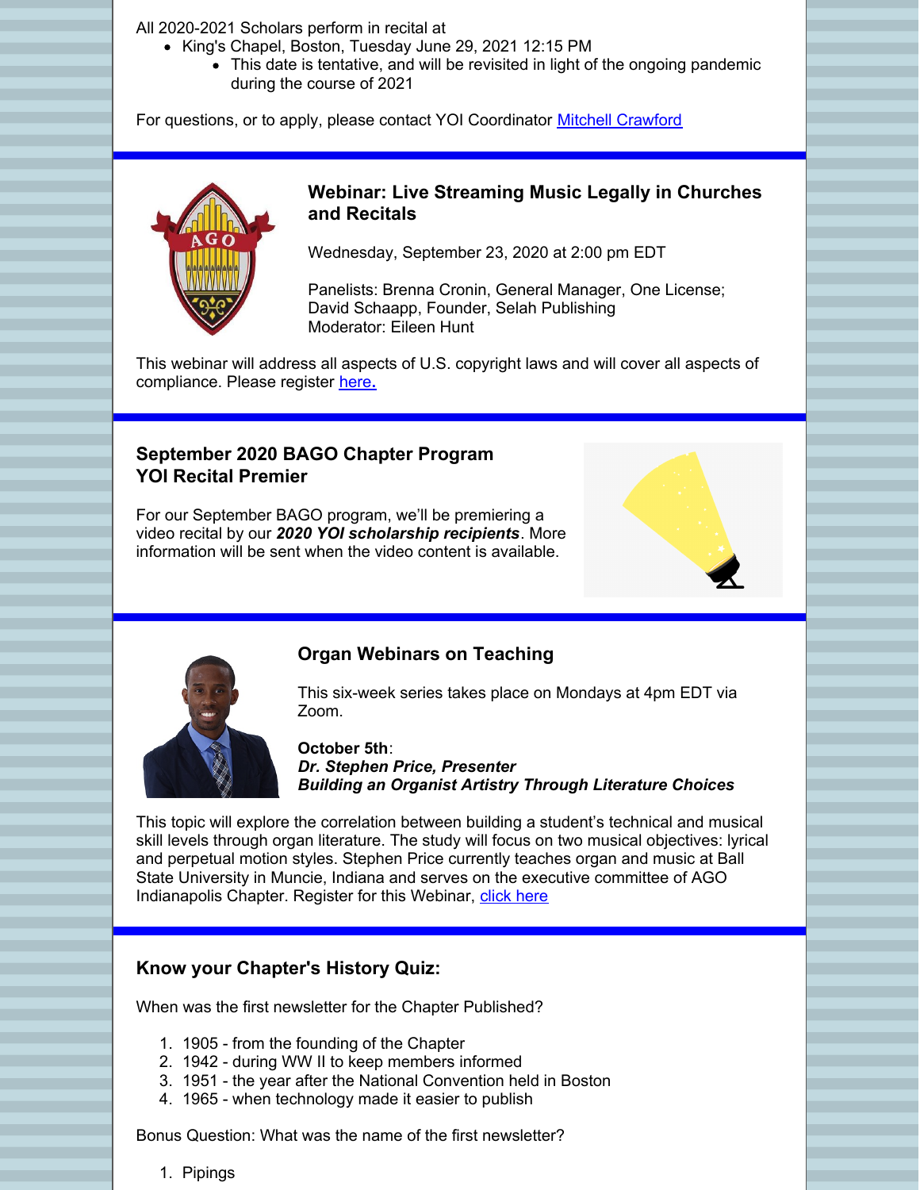All 2020-2021 Scholars perform in recital at

- King's Chapel, Boston, Tuesday June 29, 2021 12:15 PM
  - This date is tentative, and will be revisited in light of the ongoing pandemic during the course of 2021

For questions, or to apply, please contact YOI Coordinator [Mitchell Crawford]

### Webinar: Live Streaming Music Legally in Churches and Recitals

Wednesday, September 23, 2020 at 2:00 pm EDT

Panelists: Brenna Cronin, General Manager, One License;
David Schaapp, Founder, Selah Publishing
Moderator: Eileen Hunt

This webinar will address all aspects of U.S. copyright laws and will cover all aspects of compliance. Please register [here.]

### September 2020 BAGO Chapter Program
### YOI Recital Premier

For our September BAGO program, we'll be premiering a video recital by our ***2020 YOI scholarship recipients***. More information will be sent when the video content is available.

### Organ Webinars on Teaching

This six-week series takes place on Mondays at 4pm EDT via Zoom.

**October 5th**:
***Dr. Stephen Price, Presenter***
***Building an Organist Artistry Through Literature Choices***

This topic will explore the correlation between building a student's technical and musical skill levels through organ literature. The study will focus on two musical objectives: lyrical and perpetual motion styles. Stephen Price currently teaches organ and music at Ball State University in Muncie, Indiana and serves on the executive committee of AGO Indianapolis Chapter. Register for this Webinar, [click here]

### Know your Chapter's History Quiz:

When was the first newsletter for the Chapter Published?

1. 1905 - from the founding of the Chapter
2. 1942 - during WW II to keep members informed
3. 1951 - the year after the National Convention held in Boston
4. 1965 - when technology made it easier to publish

Bonus Question: What was the name of the first newsletter?

1. Pipings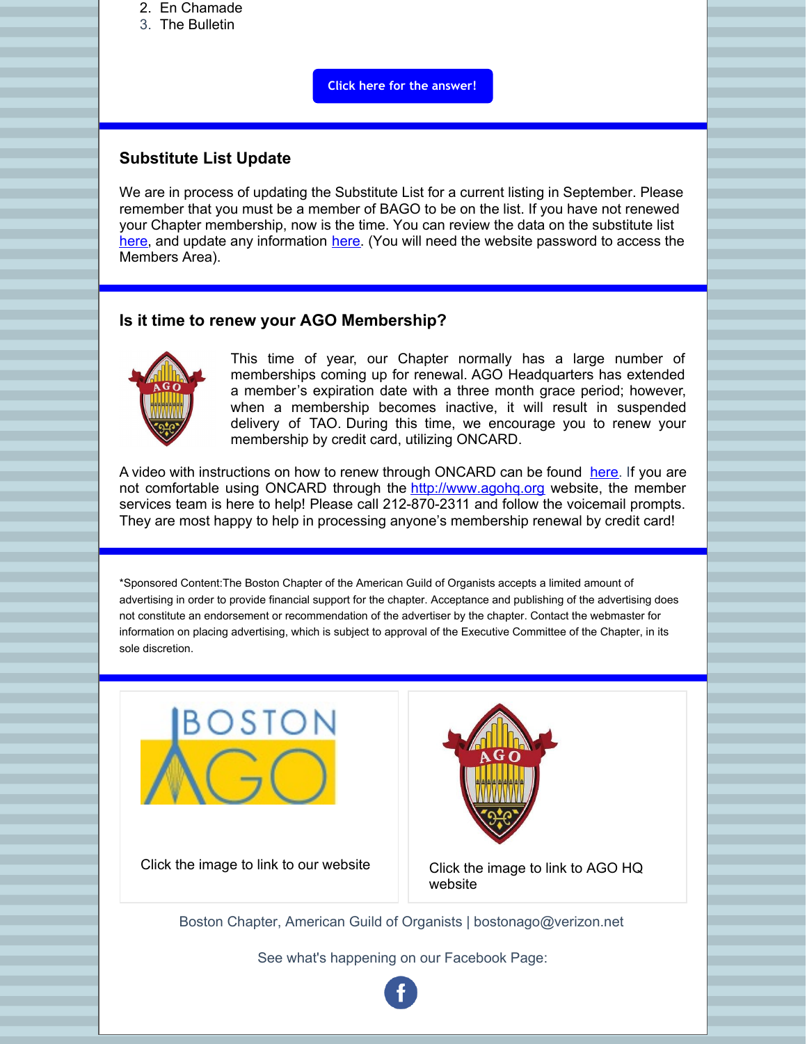2. En Chamade
3. The Bulletin

Click here for the answer!

## Substitute List Update

We are in process of updating the Substitute List for a current listing in September. Please remember that you must be a member of BAGO to be on the list. If you have not renewed your Chapter membership, now is the time. You can review the data on the substitute list here, and update any information here. (You will need the website password to access the Members Area).

## Is it time to renew your AGO Membership?

This time of year, our Chapter normally has a large number of memberships coming up for renewal. AGO Headquarters has extended a member's expiration date with a three month grace period; however, when a membership becomes inactive, it will result in suspended delivery of TAO. During this time, we encourage you to renew your membership by credit card, utilizing ONCARD.

A video with instructions on how to renew through ONCARD can be found here. If you are not comfortable using ONCARD through the http://www.agohq.org website, the member services team is here to help! Please call 212-870-2311 and follow the voicemail prompts. They are most happy to help in processing anyone's membership renewal by credit card!

*Sponsored Content:The Boston Chapter of the American Guild of Organists accepts a limited amount of advertising in order to provide financial support for the chapter. Acceptance and publishing of the advertising does not constitute an endorsement or recommendation of the advertiser by the chapter. Contact the webmaster for information on placing advertising, which is subject to approval of the Executive Committee of the Chapter, in its sole discretion.

Click the image to link to our website

Click the image to link to AGO HQ website

Boston Chapter, American Guild of Organists | bostonago@verizon.net

See what's happening on our Facebook Page: